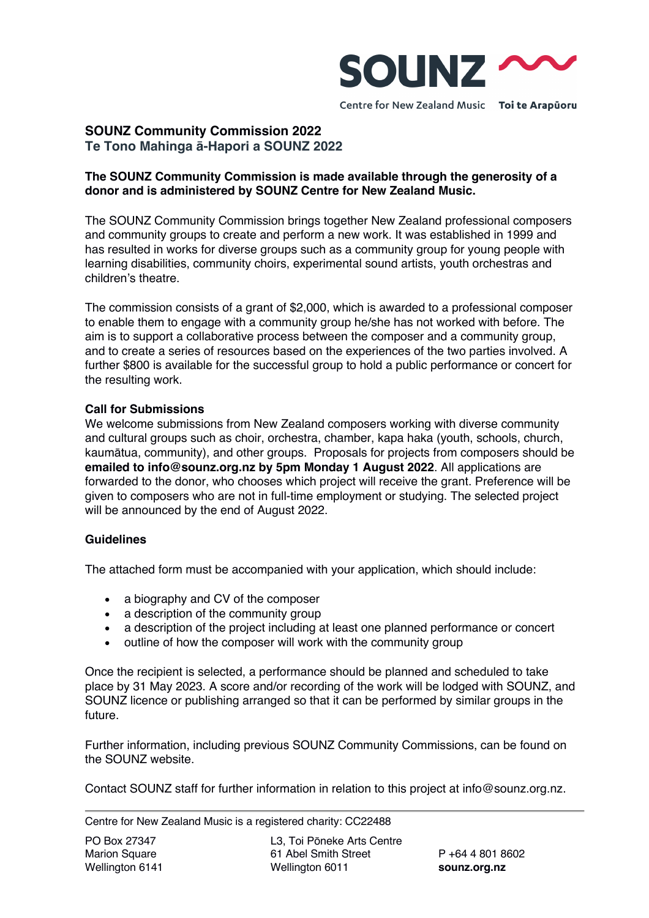SOUNZ

Centre for New Zealand Music Toi te Arapūoru

# SOUNZ Community Commission 2022
## Te Tono Mahinga ā-Hapori a SOUNZ 2022

**The SOUNZ Community Commission is made available through the generosity of a donor and is administered by SOUNZ Centre for New Zealand Music.**

The SOUNZ Community Commission brings together New Zealand professional composers and community groups to create and perform a new work. It was established in 1999 and has resulted in works for diverse groups such as a community group for young people with learning disabilities, community choirs, experimental sound artists, youth orchestras and children's theatre.

The commission consists of a grant of $2,000, which is awarded to a professional composer to enable them to engage with a community group he/she has not worked with before. The aim is to support a collaborative process between the composer and a community group, and to create a series of resources based on the experiences of the two parties involved. A further $800 is available for the successful group to hold a public performance or concert for the resulting work.

**Call for Submissions**

We welcome submissions from New Zealand composers working with diverse community and cultural groups such as choir, orchestra, chamber, kapa haka (youth, schools, church, kaumātua, community), and other groups. Proposals for projects from composers should be **emailed to info@sounz.org.nz by 5pm Monday 1 August 2022**. All applications are forwarded to the donor, who chooses which project will receive the grant. Preference will be given to composers who are not in full-time employment or studying. The selected project will be announced by the end of August 2022.

**Guidelines**

The attached form must be accompanied with your application, which should include:

- a biography and CV of the composer
- a description of the community group
- a description of the project including at least one planned performance or concert
- outline of how the composer will work with the community group

Once the recipient is selected, a performance should be planned and scheduled to take place by 31 May 2023. A score and/or recording of the work will be lodged with SOUNZ, and SOUNZ licence or publishing arranged so that it can be performed by similar groups in the future.

Further information, including previous SOUNZ Community Commissions, can be found on the SOUNZ website.

Contact SOUNZ staff for further information in relation to this project at info@sounz.org.nz.

Centre for New Zealand Music is a registered charity: CC22488

PO Box 27347
Marion Square
Wellington 6141

L3, Toi Pōneke Arts Centre
61 Abel Smith Street
Wellington 6011

P +64 4 801 8602
**sounz.org.nz**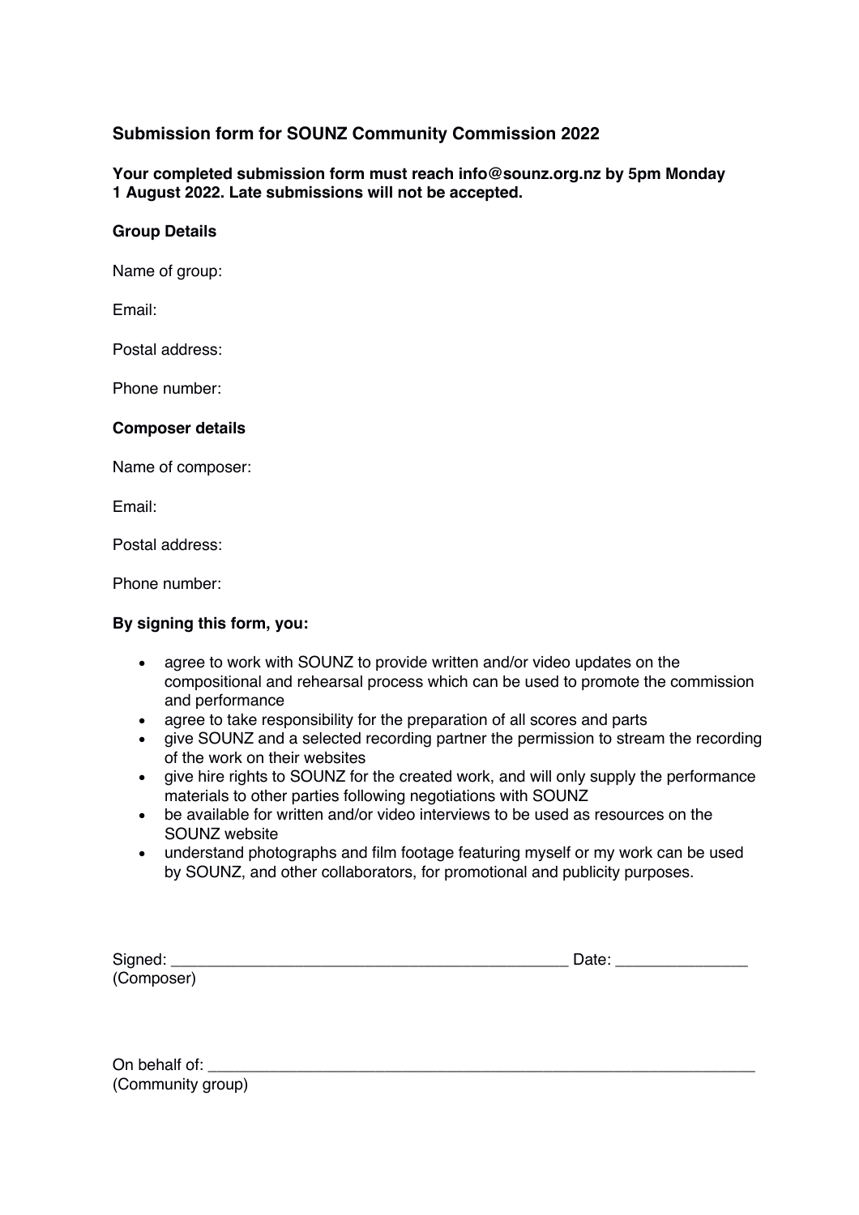## Submission form for SOUNZ Community Commission 2022

**Your completed submission form must reach info@sounz.org.nz by 5pm Monday 1 August 2022. Late submissions will not be accepted.**

### Group Details

Name of group:

Email:

Postal address:

Phone number:

### Composer details

Name of composer:

Email:

Postal address:

Phone number:

### By signing this form, you:

- agree to work with SOUNZ to provide written and/or video updates on the compositional and rehearsal process which can be used to promote the commission and performance
- agree to take responsibility for the preparation of all scores and parts
- give SOUNZ and a selected recording partner the permission to stream the recording of the work on their websites
- give hire rights to SOUNZ for the created work, and will only supply the performance materials to other parties following negotiations with SOUNZ
- be available for written and/or video interviews to be used as resources on the SOUNZ website
- understand photographs and film footage featuring myself or my work can be used by SOUNZ, and other collaborators, for promotional and publicity purposes.

Signed: _______________________________________________ Date: _______________
(Composer)

On behalf of: ________________________________________________________________
(Community group)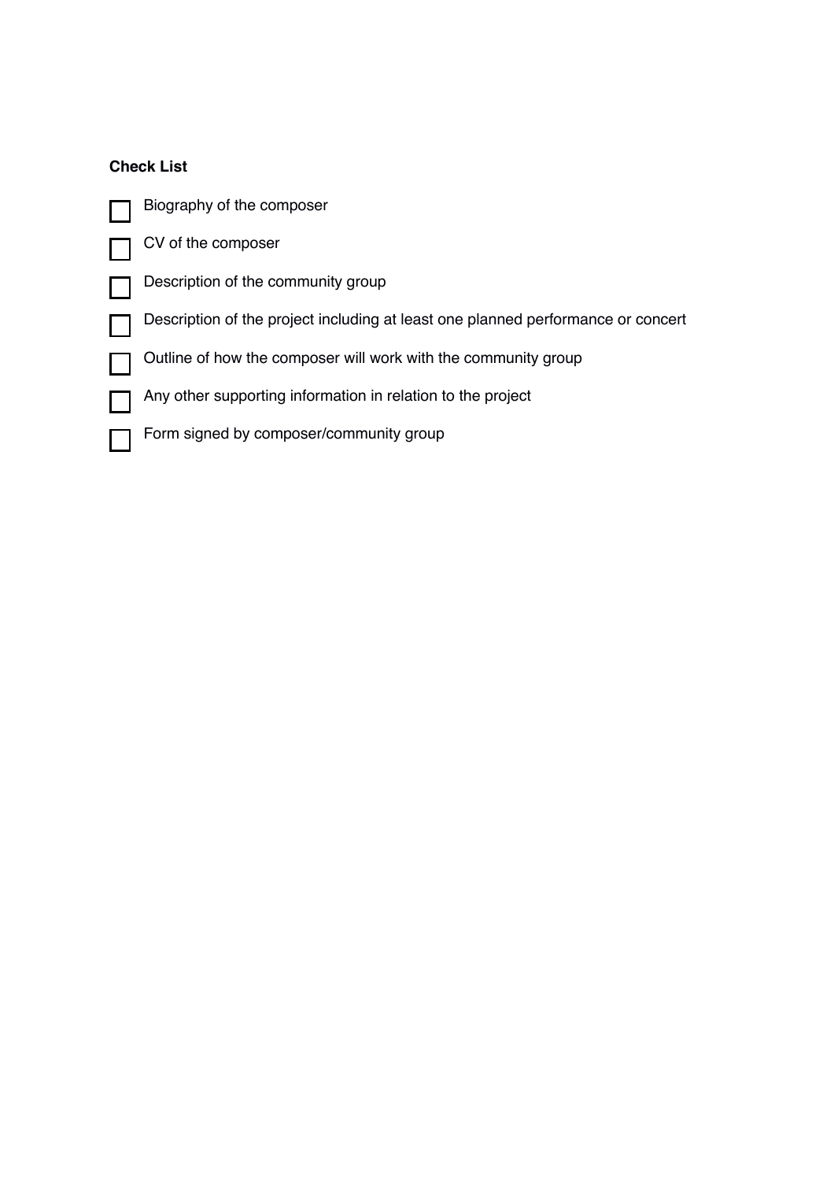**Check List**

- [ ] Biography of the composer
- [ ] CV of the composer
- [ ] Description of the community group
- [ ] Description of the project including at least one planned performance or concert
- [ ] Outline of how the composer will work with the community group
- [ ] Any other supporting information in relation to the project
- [ ] Form signed by composer/community group